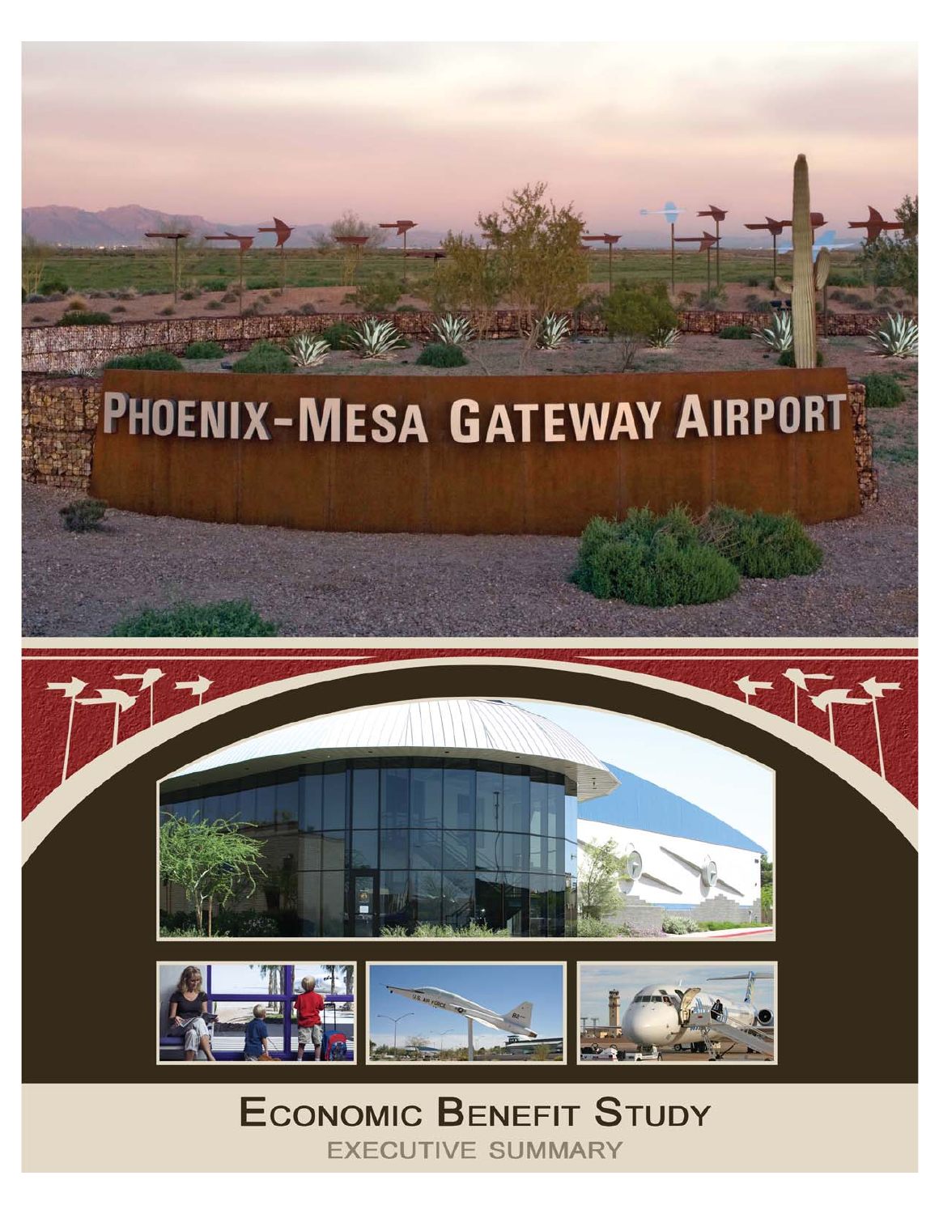# Economic Benefit Study

## Executive Summary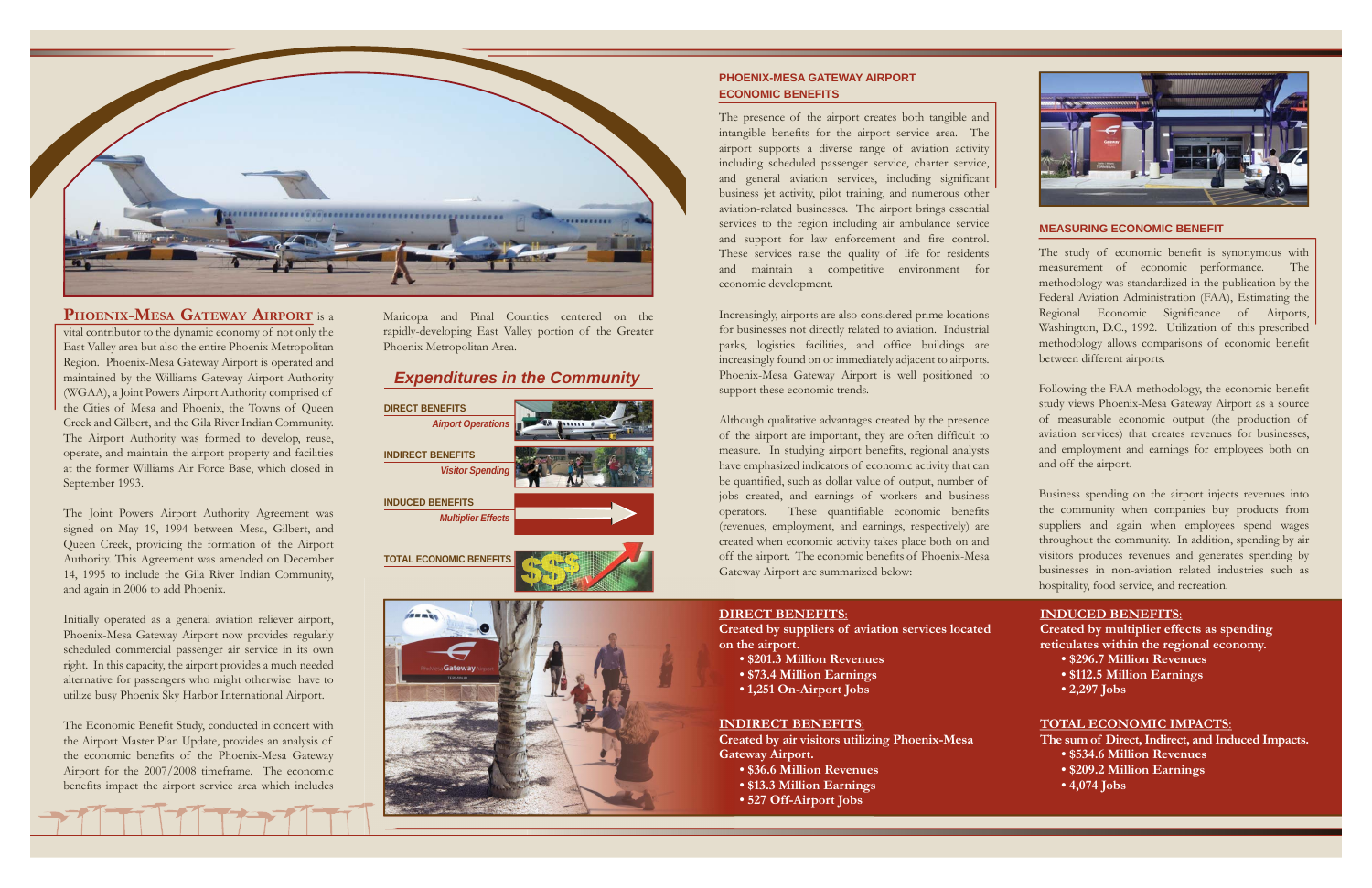**Phoenix-Mesa Gateway Airport** is a vital contributor to the dynamic economy of not only the East Valley area but also the entire Phoenix Metropolitan Region. Phoenix-Mesa Gateway Airport is operated and maintained by the Williams Gateway Airport Authority (WGAA), a Joint Powers Airport Authority comprised of the Cities of Mesa and Phoenix, the Towns of Queen Creek and Gilbert, and the Gila River Indian Community. The Airport Authority was formed to develop, reuse, operate, and maintain the airport property and facilities at the former Williams Air Force Base, which closed in September 1993.

The Joint Powers Airport Authority Agreement was signed on May 19, 1994 between Mesa, Gilbert, and Queen Creek, providing the formation of the Airport Authority. This Agreement was amended on December 14, 1995 to include the Gila River Indian Community, and again in 2006 to add Phoenix.

Initially operated as a general aviation reliever airport, Phoenix-Mesa Gateway Airport now provides regularly scheduled commercial passenger air service in its own right. In this capacity, the airport provides a much needed alternative for passengers who might otherwise have to utilize busy Phoenix Sky Harbor International Airport.

The Economic Benefit Study, conducted in concert with the Airport Master Plan Update, provides an analysis of the economic benefits of the Phoenix-Mesa Gateway Airport for the 2007/2008 timeframe. The economic benefits impact the airport service area which includes Maricopa and Pinal Counties centered on the rapidly-developing East Valley portion of the Greater Phoenix Metropolitan Area.

## *Expenditures in the Community*

**DIRECT BENEFITS** – *Airport Operations*

**INDIRECT BENEFITS** – *Visitor Spending*

**INDUCED BENEFITS** – *Multiplier Effects*

**TOTAL ECONOMIC BENEFITS**

## PHOENIX-MESA GATEWAY AIRPORT ECONOMIC BENEFITS

The presence of the airport creates both tangible and intangible benefits for the airport service area. The airport supports a diverse range of aviation activity including scheduled passenger service, charter service, and general aviation services, including significant business jet activity, pilot training, and numerous other aviation-related businesses. The airport brings essential services to the region including air ambulance service and support for law enforcement and fire control. These services raise the quality of life for residents and maintain a competitive environment for economic development.

Increasingly, airports are also considered prime locations for businesses not directly related to aviation. Industrial parks, logistics facilities, and office buildings are increasingly found on or immediately adjacent to airports. Phoenix-Mesa Gateway Airport is well positioned to support these economic trends.

Although qualitative advantages created by the presence of the airport are important, they are often difficult to measure. In studying airport benefits, regional analysts have emphasized indicators of economic activity that can be quantified, such as dollar value of output, number of jobs created, and earnings of workers and business operators. These quantifiable economic benefits (revenues, employment, and earnings, respectively) are created when economic activity takes place both on and off the airport. The economic benefits of Phoenix-Mesa Gateway Airport are summarized below:

## MEASURING ECONOMIC BENEFIT

The study of economic benefit is synonymous with measurement of economic performance. The methodology was standardized in the publication by the Federal Aviation Administration (FAA), Estimating the Regional Economic Significance of Airports, Washington, D.C., 1992. Utilization of this prescribed methodology allows comparisons of economic benefit between different airports.

Following the FAA methodology, the economic benefit study views Phoenix-Mesa Gateway Airport as a source of measurable economic output (the production of aviation services) that creates revenues for businesses, and employment and earnings for employees both on and off the airport.

Business spending on the airport injects revenues into the community when companies buy products from suppliers and again when employees spend wages throughout the community. In addition, spending by air visitors produces revenues and generates spending by businesses in non-aviation related industries such as hospitality, food service, and recreation.

**DIRECT BENEFITS:**
**Created by suppliers of aviation services located on the airport.**

- **$201.3 Million Revenues**
- **$73.4 Million Earnings**
- **1,251 On-Airport Jobs**

**INDIRECT BENEFITS:**
**Created by air visitors utilizing Phoenix-Mesa Gateway Airport.**

- **$36.6 Million Revenues**
- **$13.3 Million Earnings**
- **527 Off-Airport Jobs**

**INDUCED BENEFITS:**
**Created by multiplier effects as spending reticulates within the regional economy.**

- **$296.7 Million Revenues**
- **$112.5 Million Earnings**
- **2,297 Jobs**

**TOTAL ECONOMIC IMPACTS:**
**The sum of Direct, Indirect, and Induced Impacts.**

- **$534.6 Million Revenues**
- **$209.2 Million Earnings**
- **4,074 Jobs**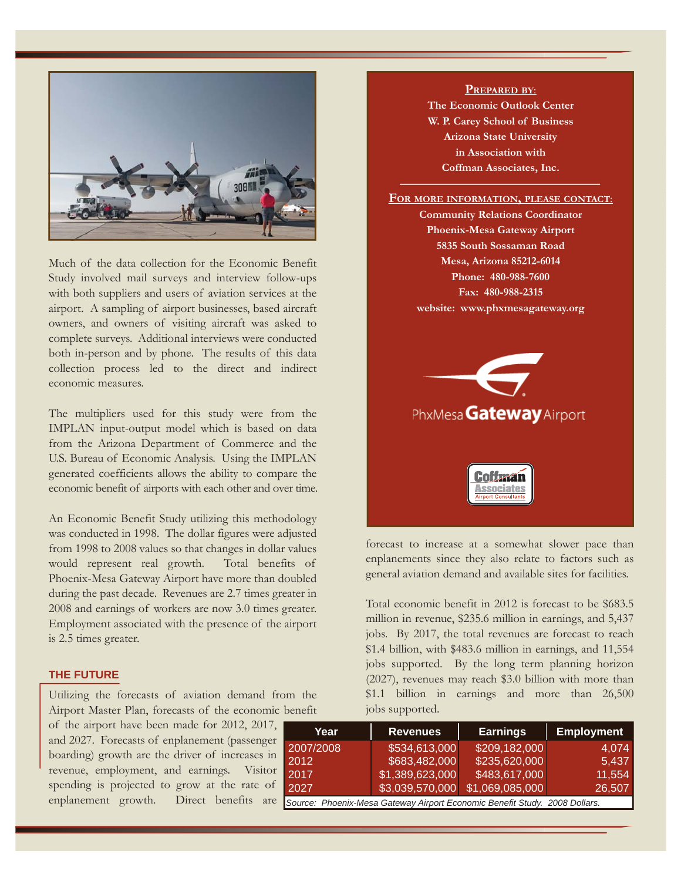Much of the data collection for the Economic Benefit Study involved mail surveys and interview follow-ups with both suppliers and users of aviation services at the airport. A sampling of airport businesses, based aircraft owners, and owners of visiting aircraft was asked to complete surveys. Additional interviews were conducted both in-person and by phone. The results of this data collection process led to the direct and indirect economic measures.

The multipliers used for this study were from the IMPLAN input-output model which is based on data from the Arizona Department of Commerce and the U.S. Bureau of Economic Analysis. Using the IMPLAN generated coefficients allows the ability to compare the economic benefit of airports with each other and over time.

An Economic Benefit Study utilizing this methodology was conducted in 1998. The dollar figures were adjusted from 1998 to 2008 values so that changes in dollar values would represent real growth. Total benefits of Phoenix-Mesa Gateway Airport have more than doubled during the past decade. Revenues are 2.7 times greater in 2008 and earnings of workers are now 3.0 times greater. Employment associated with the presence of the airport is 2.5 times greater.

## THE FUTURE

Utilizing the forecasts of aviation demand from the Airport Master Plan, forecasts of the economic benefit of the airport have been made for 2012, 2017, and 2027. Forecasts of enplanement (passenger boarding) growth are the driver of increases in revenue, employment, and earnings. Visitor spending is projected to grow at the rate of enplanement growth. Direct benefits are forecast to increase at a somewhat slower pace than enplanements since they also relate to factors such as general aviation demand and available sites for facilities.

Total economic benefit in 2012 is forecast to be $683.5 million in revenue, $235.6 million in earnings, and 5,437 jobs. By 2017, the total revenues are forecast to reach $1.4 billion, with $483.6 million in earnings, and 11,554 jobs supported. By the long term planning horizon (2027), revenues may reach $3.0 billion with more than $1.1 billion in earnings and more than 26,500 jobs supported.

| Year | Revenues | Earnings | Employment |
|---|---|---|---|
| 2007/2008 | $534,613,000 | $209,182,000 | 4,074 |
| 2012 | $683,482,000 | $235,620,000 | 5,437 |
| 2017 | $1,389,623,000 | $483,617,000 | 11,554 |
| 2027 | $3,039,570,000 | $1,069,085,000 | 26,507 |

*Source: Phoenix-Mesa Gateway Airport Economic Benefit Study. 2008 Dollars.*

**PREPARED BY:**
**The Economic Outlook Center**
**W. P. Carey School of Business**
**Arizona State University**
**in Association with**
**Coffman Associates, Inc.**

**FOR MORE INFORMATION, PLEASE CONTACT:**
**Community Relations Coordinator**
**Phoenix-Mesa Gateway Airport**
**5835 South Sossaman Road**
**Mesa, Arizona 85212-6014**
**Phone: 480-988-7600**
**Fax: 480-988-2315**
**website: www.phxmesagateway.org**

PhxMesa **Gateway** Airport

Coffman Associates
Airport Consultants